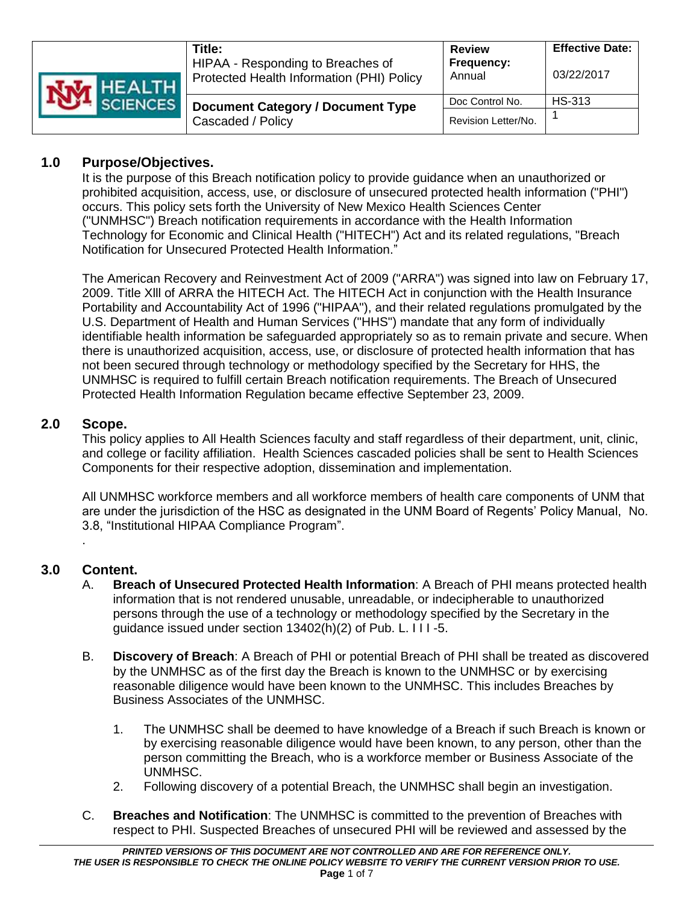| | Title:<br>HIPAA - Responding to Breaches of Protected Health Information (PHI) Policy | Review Frequency:<br>Annual | Effective Date:<br>03/22/2017 |
|---|---|---|---|
| HEALTH SCIENCES | Document Category / Document Type<br>Cascaded / Policy | Doc Control No. | HS-313 |
| | | Revision Letter/No. | 1 |

## 1.0 Purpose/Objectives.

It is the purpose of this Breach notification policy to provide guidance when an unauthorized or prohibited acquisition, access, use, or disclosure of unsecured protected health information ("PHI") occurs. This policy sets forth the University of New Mexico Health Sciences Center ("UNMHSC") Breach notification requirements in accordance with the Health Information Technology for Economic and Clinical Health ("HITECH") Act and its related regulations, "Breach Notification for Unsecured Protected Health Information."

The American Recovery and Reinvestment Act of 2009 ("ARRA") was signed into law on February 17, 2009. Title Xlll of ARRA the HITECH Act. The HITECH Act in conjunction with the Health Insurance Portability and Accountability Act of 1996 ("HIPAA"), and their related regulations promulgated by the U.S. Department of Health and Human Services ("HHS") mandate that any form of individually identifiable health information be safeguarded appropriately so as to remain private and secure. When there is unauthorized acquisition, access, use, or disclosure of protected health information that has not been secured through technology or methodology specified by the Secretary for HHS, the UNMHSC is required to fulfill certain Breach notification requirements. The Breach of Unsecured Protected Health Information Regulation became effective September 23, 2009.

## 2.0 Scope.

This policy applies to All Health Sciences faculty and staff regardless of their department, unit, clinic, and college or facility affiliation. Health Sciences cascaded policies shall be sent to Health Sciences Components for their respective adoption, dissemination and implementation.

All UNMHSC workforce members and all workforce members of health care components of UNM that are under the jurisdiction of the HSC as designated in the UNM Board of Regents' Policy Manual, No. 3.8, "Institutional HIPAA Compliance Program".

.

## 3.0 Content.

A. **Breach of Unsecured Protected Health Information**: A Breach of PHI means protected health information that is not rendered unusable, unreadable, or indecipherable to unauthorized persons through the use of a technology or methodology specified by the Secretary in the guidance issued under section 13402(h)(2) of Pub. L. I I I -5.

B. **Discovery of Breach**: A Breach of PHI or potential Breach of PHI shall be treated as discovered by the UNMHSC as of the first day the Breach is known to the UNMHSC or by exercising reasonable diligence would have been known to the UNMHSC. This includes Breaches by Business Associates of the UNMHSC.

1. The UNMHSC shall be deemed to have knowledge of a Breach if such Breach is known or by exercising reasonable diligence would have been known, to any person, other than the person committing the Breach, who is a workforce member or Business Associate of the UNMHSC.
2. Following discovery of a potential Breach, the UNMHSC shall begin an investigation.

C. **Breaches and Notification**: The UNMHSC is committed to the prevention of Breaches with respect to PHI. Suspected Breaches of unsecured PHI will be reviewed and assessed by the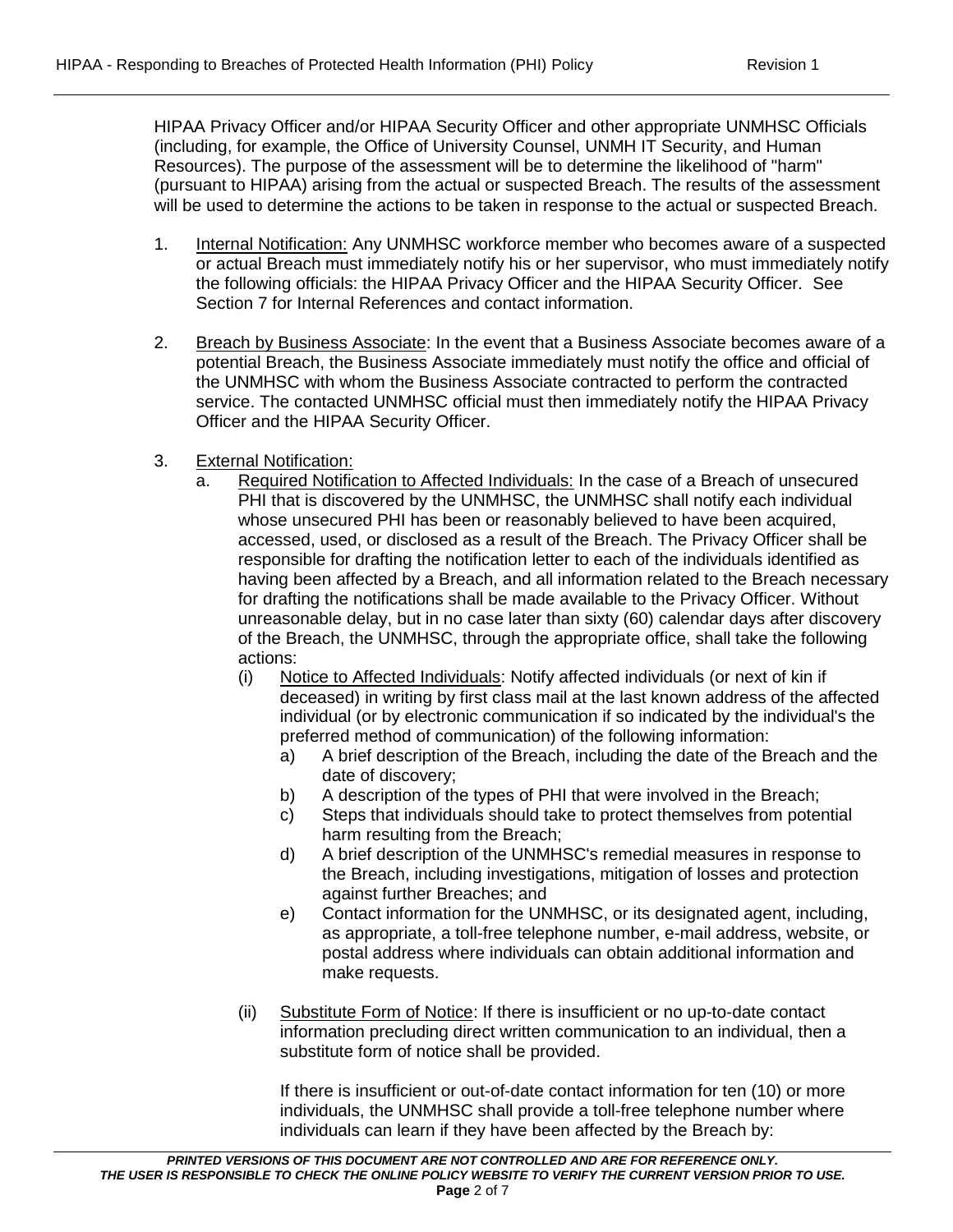HIPAA Privacy Officer and/or HIPAA Security Officer and other appropriate UNMHSC Officials (including, for example, the Office of University Counsel, UNMH IT Security, and Human Resources). The purpose of the assessment will be to determine the likelihood of "harm" (pursuant to HIPAA) arising from the actual or suspected Breach. The results of the assessment will be used to determine the actions to be taken in response to the actual or suspected Breach.

1. <u>Internal Notification:</u> Any UNMHSC workforce member who becomes aware of a suspected or actual Breach must immediately notify his or her supervisor, who must immediately notify the following officials: the HIPAA Privacy Officer and the HIPAA Security Officer. See Section 7 for Internal References and contact information.

2. <u>Breach by Business Associate</u>: In the event that a Business Associate becomes aware of a potential Breach, the Business Associate immediately must notify the office and official of the UNMHSC with whom the Business Associate contracted to perform the contracted service. The contacted UNMHSC official must then immediately notify the HIPAA Privacy Officer and the HIPAA Security Officer.

3. <u>External Notification:</u>
   a. <u>Required Notification to Affected Individuals:</u> In the case of a Breach of unsecured PHI that is discovered by the UNMHSC, the UNMHSC shall notify each individual whose unsecured PHI has been or reasonably believed to have been acquired, accessed, used, or disclosed as a result of the Breach. The Privacy Officer shall be responsible for drafting the notification letter to each of the individuals identified as having been affected by a Breach, and all information related to the Breach necessary for drafting the notifications shall be made available to the Privacy Officer. Without unreasonable delay, but in no case later than sixty (60) calendar days after discovery of the Breach, the UNMHSC, through the appropriate office, shall take the following actions:
      (i) <u>Notice to Affected Individuals</u>: Notify affected individuals (or next of kin if deceased) in writing by first class mail at the last known address of the affected individual (or by electronic communication if so indicated by the individual's the preferred method of communication) of the following information:
         a) A brief description of the Breach, including the date of the Breach and the date of discovery;
         b) A description of the types of PHI that were involved in the Breach;
         c) Steps that individuals should take to protect themselves from potential harm resulting from the Breach;
         d) A brief description of the UNMHSC's remedial measures in response to the Breach, including investigations, mitigation of losses and protection against further Breaches; and
         e) Contact information for the UNMHSC, or its designated agent, including, as appropriate, a toll-free telephone number, e-mail address, website, or postal address where individuals can obtain additional information and make requests.

      (ii) <u>Substitute Form of Notice</u>: If there is insufficient or no up-to-date contact information precluding direct written communication to an individual, then a substitute form of notice shall be provided.

      If there is insufficient or out-of-date contact information for ten (10) or more individuals, the UNMHSC shall provide a toll-free telephone number where individuals can learn if they have been affected by the Breach by: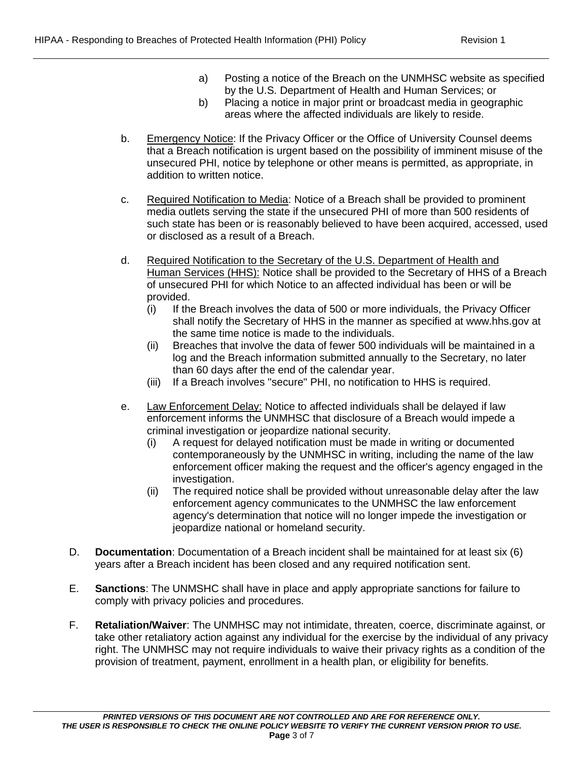a) Posting a notice of the Breach on the UNMHSC website as specified by the U.S. Department of Health and Human Services; or
b) Placing a notice in major print or broadcast media in geographic areas where the affected individuals are likely to reside.

b. Emergency Notice: If the Privacy Officer or the Office of University Counsel deems that a Breach notification is urgent based on the possibility of imminent misuse of the unsecured PHI, notice by telephone or other means is permitted, as appropriate, in addition to written notice.

c. Required Notification to Media: Notice of a Breach shall be provided to prominent media outlets serving the state if the unsecured PHI of more than 500 residents of such state has been or is reasonably believed to have been acquired, accessed, used or disclosed as a result of a Breach.

d. Required Notification to the Secretary of the U.S. Department of Health and Human Services (HHS): Notice shall be provided to the Secretary of HHS of a Breach of unsecured PHI for which Notice to an affected individual has been or will be provided.
   (i) If the Breach involves the data of 500 or more individuals, the Privacy Officer shall notify the Secretary of HHS in the manner as specified at www.hhs.gov at the same time notice is made to the individuals.
   (ii) Breaches that involve the data of fewer 500 individuals will be maintained in a log and the Breach information submitted annually to the Secretary, no later than 60 days after the end of the calendar year.
   (iii) If a Breach involves "secure" PHI, no notification to HHS is required.

e. Law Enforcement Delay: Notice to affected individuals shall be delayed if law enforcement informs the UNMHSC that disclosure of a Breach would impede a criminal investigation or jeopardize national security.
   (i) A request for delayed notification must be made in writing or documented contemporaneously by the UNMHSC in writing, including the name of the law enforcement officer making the request and the officer's agency engaged in the investigation.
   (ii) The required notice shall be provided without unreasonable delay after the law enforcement agency communicates to the UNMHSC the law enforcement agency's determination that notice will no longer impede the investigation or jeopardize national or homeland security.

D. **Documentation**: Documentation of a Breach incident shall be maintained for at least six (6) years after a Breach incident has been closed and any required notification sent.

E. **Sanctions**: The UNMSHC shall have in place and apply appropriate sanctions for failure to comply with privacy policies and procedures.

F. **Retaliation/Waiver**: The UNMHSC may not intimidate, threaten, coerce, discriminate against, or take other retaliatory action against any individual for the exercise by the individual of any privacy right. The UNMHSC may not require individuals to waive their privacy rights as a condition of the provision of treatment, payment, enrollment in a health plan, or eligibility for benefits.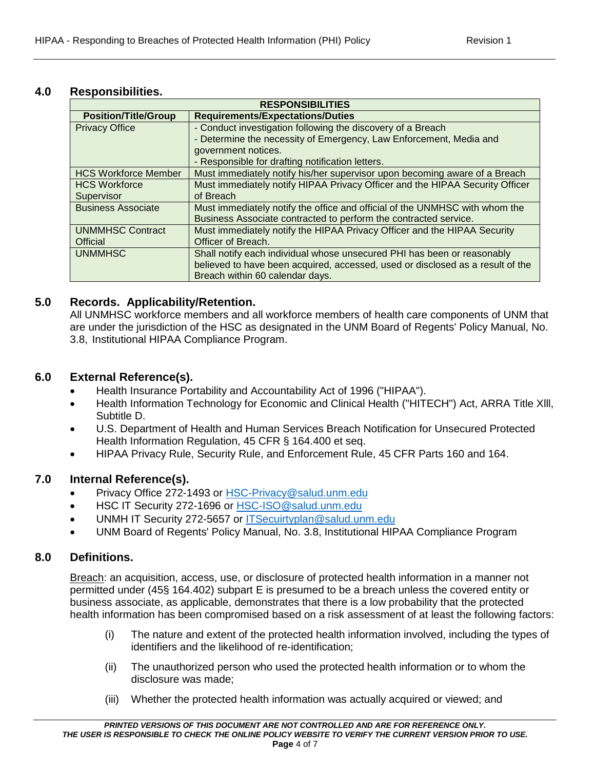## 4.0 Responsibilities.

| RESPONSIBILITIES | |
|---|---|
| **Position/Title/Group** | **Requirements/Expectations/Duties** |
| Privacy Office | - Conduct investigation following the discovery of a Breach<br>- Determine the necessity of Emergency, Law Enforcement, Media and government notices.<br>- Responsible for drafting notification letters. |
| HCS Workforce Member | Must immediately notify his/her supervisor upon becoming aware of a Breach |
| HCS Workforce Supervisor | Must immediately notify HIPAA Privacy Officer and the HIPAA Security Officer of Breach |
| Business Associate | Must immediately notify the office and official of the UNMHSC with whom the Business Associate contracted to perform the contracted service. |
| UNMMHSC Contract Official | Must immediately notify the HIPAA Privacy Officer and the HIPAA Security Officer of Breach. |
| UNMMHSC | Shall notify each individual whose unsecured PHI has been or reasonably believed to have been acquired, accessed, used or disclosed as a result of the Breach within 60 calendar days. |

## 5.0 Records. Applicability/Retention.

All UNMHSC workforce members and all workforce members of health care components of UNM that are under the jurisdiction of the HSC as designated in the UNM Board of Regents' Policy Manual, No. 3.8, Institutional HIPAA Compliance Program.

## 6.0 External Reference(s).

- Health Insurance Portability and Accountability Act of 1996 ("HIPAA").
- Health Information Technology for Economic and Clinical Health ("HITECH") Act, ARRA Title XIll, Subtitle D.
- U.S. Department of Health and Human Services Breach Notification for Unsecured Protected Health Information Regulation, 45 CFR § 164.400 et seq.
- HIPAA Privacy Rule, Security Rule, and Enforcement Rule, 45 CFR Parts 160 and 164.

## 7.0 Internal Reference(s).

- Privacy Office 272-1493 or HSC-Privacy@salud.unm.edu
- HSC IT Security 272-1696 or HSC-ISO@salud.unm.edu
- UNMH IT Security 272-5657 or ITSecuirtyplan@salud.unm.edu
- UNM Board of Regents' Policy Manual, No. 3.8, Institutional HIPAA Compliance Program

## 8.0 Definitions.

Breach: an acquisition, access, use, or disclosure of protected health information in a manner not permitted under (45§ 164.402) subpart E is presumed to be a breach unless the covered entity or business associate, as applicable, demonstrates that there is a low probability that the protected health information has been compromised based on a risk assessment of at least the following factors:

(i) The nature and extent of the protected health information involved, including the types of identifiers and the likelihood of re-identification;

(ii) The unauthorized person who used the protected health information or to whom the disclosure was made;

(iii) Whether the protected health information was actually acquired or viewed; and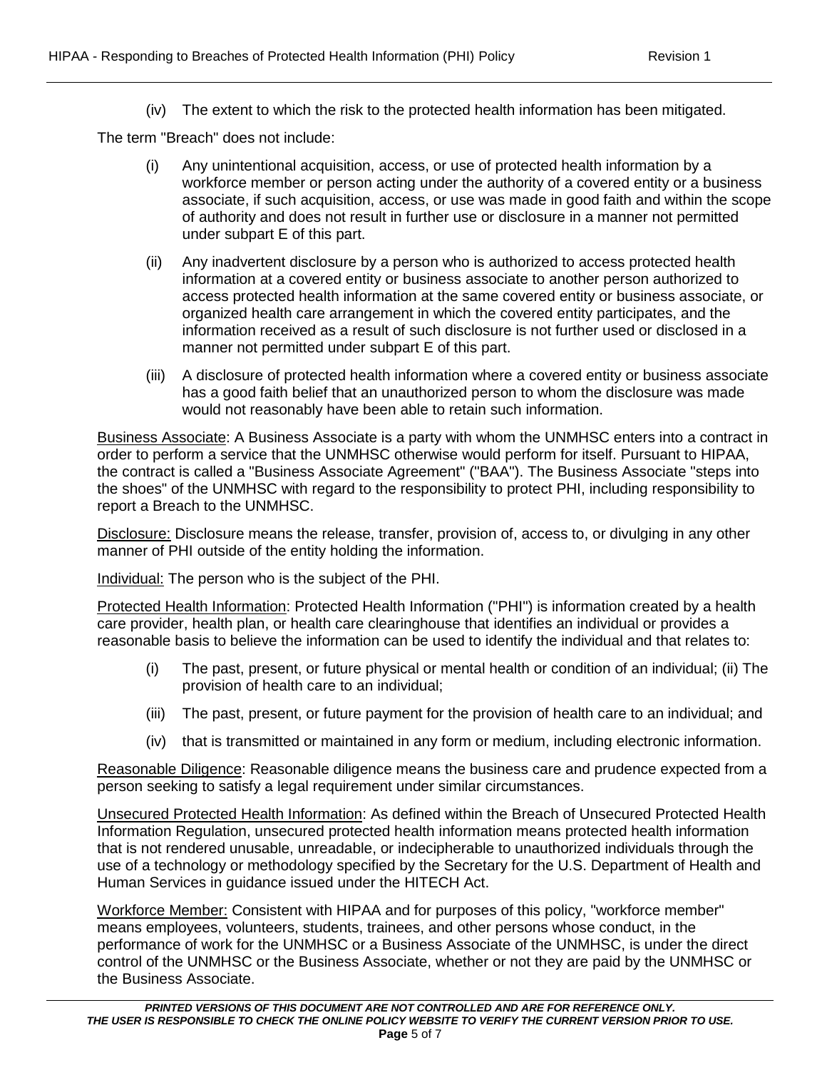(iv) The extent to which the risk to the protected health information has been mitigated.

The term "Breach" does not include:

(i) Any unintentional acquisition, access, or use of protected health information by a workforce member or person acting under the authority of a covered entity or a business associate, if such acquisition, access, or use was made in good faith and within the scope of authority and does not result in further use or disclosure in a manner not permitted under subpart E of this part.

(ii) Any inadvertent disclosure by a person who is authorized to access protected health information at a covered entity or business associate to another person authorized to access protected health information at the same covered entity or business associate, or organized health care arrangement in which the covered entity participates, and the information received as a result of such disclosure is not further used or disclosed in a manner not permitted under subpart E of this part.

(iii) A disclosure of protected health information where a covered entity or business associate has a good faith belief that an unauthorized person to whom the disclosure was made would not reasonably have been able to retain such information.

Business Associate: A Business Associate is a party with whom the UNMHSC enters into a contract in order to perform a service that the UNMHSC otherwise would perform for itself. Pursuant to HIPAA, the contract is called a "Business Associate Agreement" ("BAA"). The Business Associate "steps into the shoes" of the UNMHSC with regard to the responsibility to protect PHI, including responsibility to report a Breach to the UNMHSC.

Disclosure: Disclosure means the release, transfer, provision of, access to, or divulging in any other manner of PHI outside of the entity holding the information.

Individual: The person who is the subject of the PHI.

Protected Health Information: Protected Health Information ("PHI") is information created by a health care provider, health plan, or health care clearinghouse that identifies an individual or provides a reasonable basis to believe the information can be used to identify the individual and that relates to:

(i) The past, present, or future physical or mental health or condition of an individual; (ii) The provision of health care to an individual;

(iii) The past, present, or future payment for the provision of health care to an individual; and

(iv) that is transmitted or maintained in any form or medium, including electronic information.

Reasonable Diligence: Reasonable diligence means the business care and prudence expected from a person seeking to satisfy a legal requirement under similar circumstances.

Unsecured Protected Health Information: As defined within the Breach of Unsecured Protected Health Information Regulation, unsecured protected health information means protected health information that is not rendered unusable, unreadable, or indecipherable to unauthorized individuals through the use of a technology or methodology specified by the Secretary for the U.S. Department of Health and Human Services in guidance issued under the HITECH Act.

Workforce Member: Consistent with HIPAA and for purposes of this policy, "workforce member" means employees, volunteers, students, trainees, and other persons whose conduct, in the performance of work for the UNMHSC or a Business Associate of the UNMHSC, is under the direct control of the UNMHSC or the Business Associate, whether or not they are paid by the UNMHSC or the Business Associate.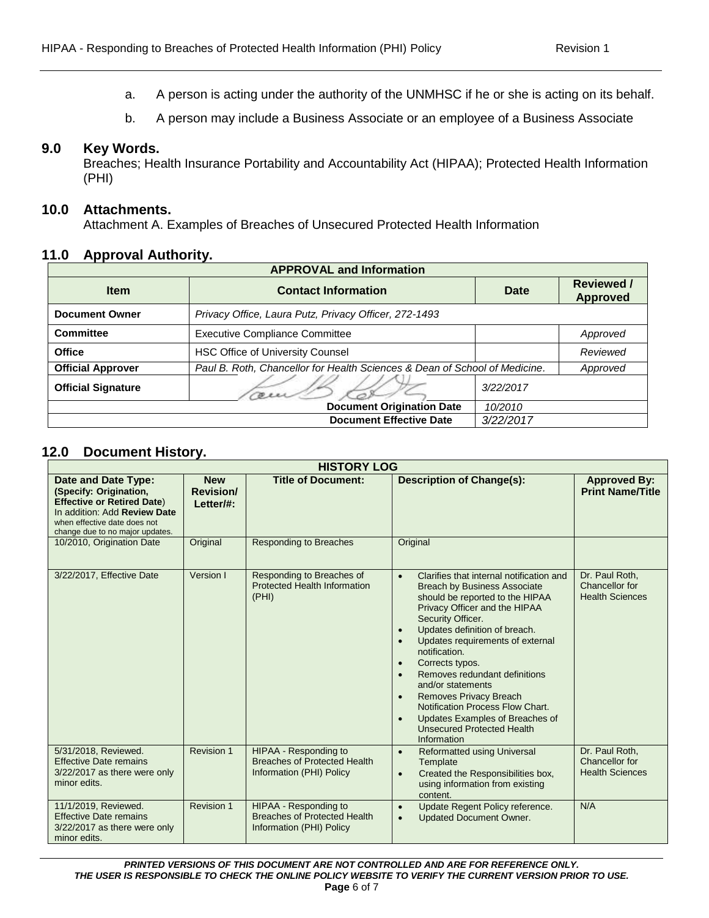a. A person is acting under the authority of the UNMHSC if he or she is acting on its behalf.

b. A person may include a Business Associate or an employee of a Business Associate

## 9.0 Key Words.

Breaches; Health Insurance Portability and Accountability Act (HIPAA); Protected Health Information (PHI)

## 10.0 Attachments.

Attachment A. Examples of Breaches of Unsecured Protected Health Information

## 11.0 Approval Authority.

| APPROVAL and Information | | | |
|---|---|---|---|
| **Item** | **Contact Information** | **Date** | **Reviewed / Approved** |
| **Document Owner** | *Privacy Office, Laura Putz, Privacy Officer, 272-1493* | | |
| **Committee** | Executive Compliance Committee | | *Approved* |
| **Office** | HSC Office of University Counsel | | *Reviewed* |
| **Official Approver** | *Paul B. Roth, Chancellor for Health Sciences & Dean of School of Medicine.* | | *Approved* |
| **Official Signature** | | *3/22/2017* | |
| | **Document Origination Date** | *10/2010* | |
| | **Document Effective Date** | *3/22/2017* | |

## 12.0 Document History.

| HISTORY LOG | | | | |
|---|---|---|---|---|
| **Date and Date Type: (Specify: Origination, Effective or Retired Date)** In addition: Add **Review Date** when effective date does not change due to no major updates. | **New Revision/ Letter/#:** | **Title of Document:** | **Description of Change(s):** | **Approved By: Print Name/Title** |
| 10/2010, Origination Date | Original | Responding to Breaches | Original | |
| 3/22/2017, Effective Date | Version I | Responding to Breaches of Protected Health Information (PHI) | • Clarifies that internal notification and Breach by Business Associate should be reported to the HIPAA Privacy Officer and the HIPAA Security Officer.<br>• Updates definition of breach.<br>• Updates requirements of external notification.<br>• Corrects typos.<br>• Removes redundant definitions and/or statements<br>• Removes Privacy Breach Notification Process Flow Chart.<br>• Updates Examples of Breaches of Unsecured Protected Health Information | Dr. Paul Roth, Chancellor for Health Sciences |
| 5/31/2018, Reviewed. Effective Date remains 3/22/2017 as there were only minor edits. | Revision 1 | HIPAA - Responding to Breaches of Protected Health Information (PHI) Policy | • Reformatted using Universal Template<br>• Created the Responsibilities box, using information from existing content. | Dr. Paul Roth, Chancellor for Health Sciences |
| 11/1/2019, Reviewed. Effective Date remains 3/22/2017 as there were only minor edits. | Revision 1 | HIPAA - Responding to Breaches of Protected Health Information (PHI) Policy | • Update Regent Policy reference.<br>• Updated Document Owner. | N/A |

***PRINTED VERSIONS OF THIS DOCUMENT ARE NOT CONTROLLED AND ARE FOR REFERENCE ONLY. THE USER IS RESPONSIBLE TO CHECK THE ONLINE POLICY WEBSITE TO VERIFY THE CURRENT VERSION PRIOR TO USE.***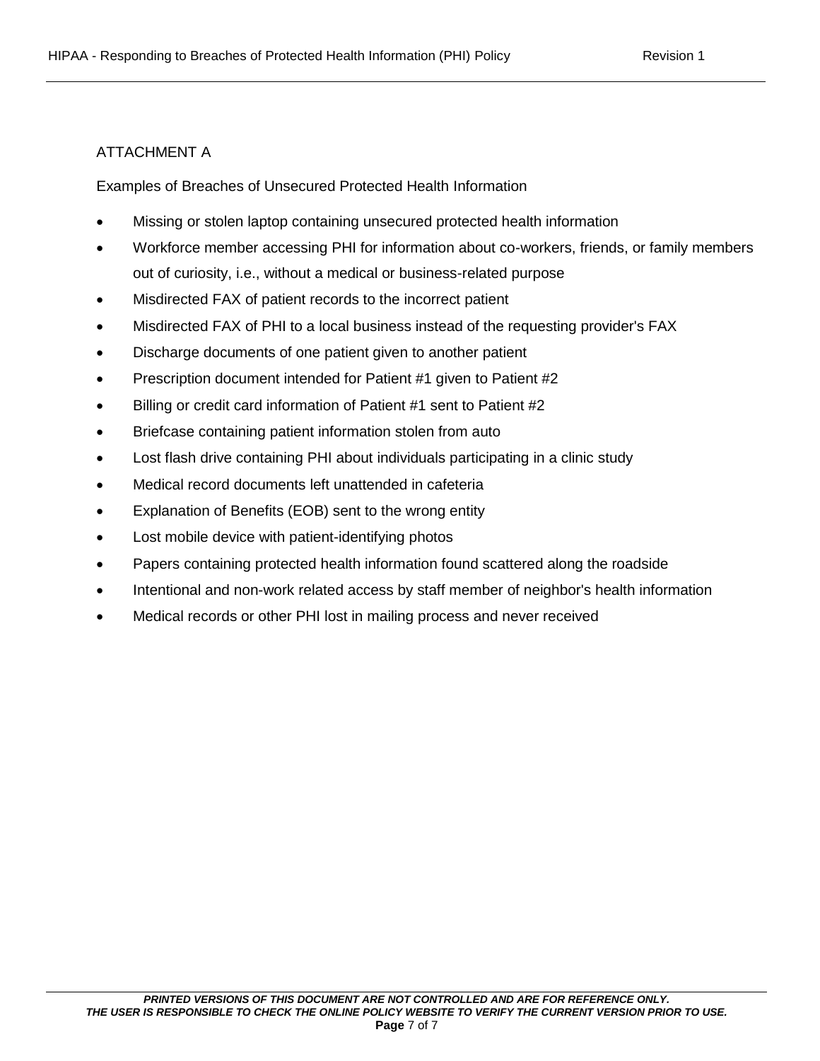ATTACHMENT A

Examples of Breaches of Unsecured Protected Health Information

- Missing or stolen laptop containing unsecured protected health information
- Workforce member accessing PHI for information about co-workers, friends, or family members out of curiosity, i.e., without a medical or business-related purpose
- Misdirected FAX of patient records to the incorrect patient
- Misdirected FAX of PHI to a local business instead of the requesting provider's FAX
- Discharge documents of one patient given to another patient
- Prescription document intended for Patient #1 given to Patient #2
- Billing or credit card information of Patient #1 sent to Patient #2
- Briefcase containing patient information stolen from auto
- Lost flash drive containing PHI about individuals participating in a clinic study
- Medical record documents left unattended in cafeteria
- Explanation of Benefits (EOB) sent to the wrong entity
- Lost mobile device with patient-identifying photos
- Papers containing protected health information found scattered along the roadside
- Intentional and non-work related access by staff member of neighbor's health information
- Medical records or other PHI lost in mailing process and never received